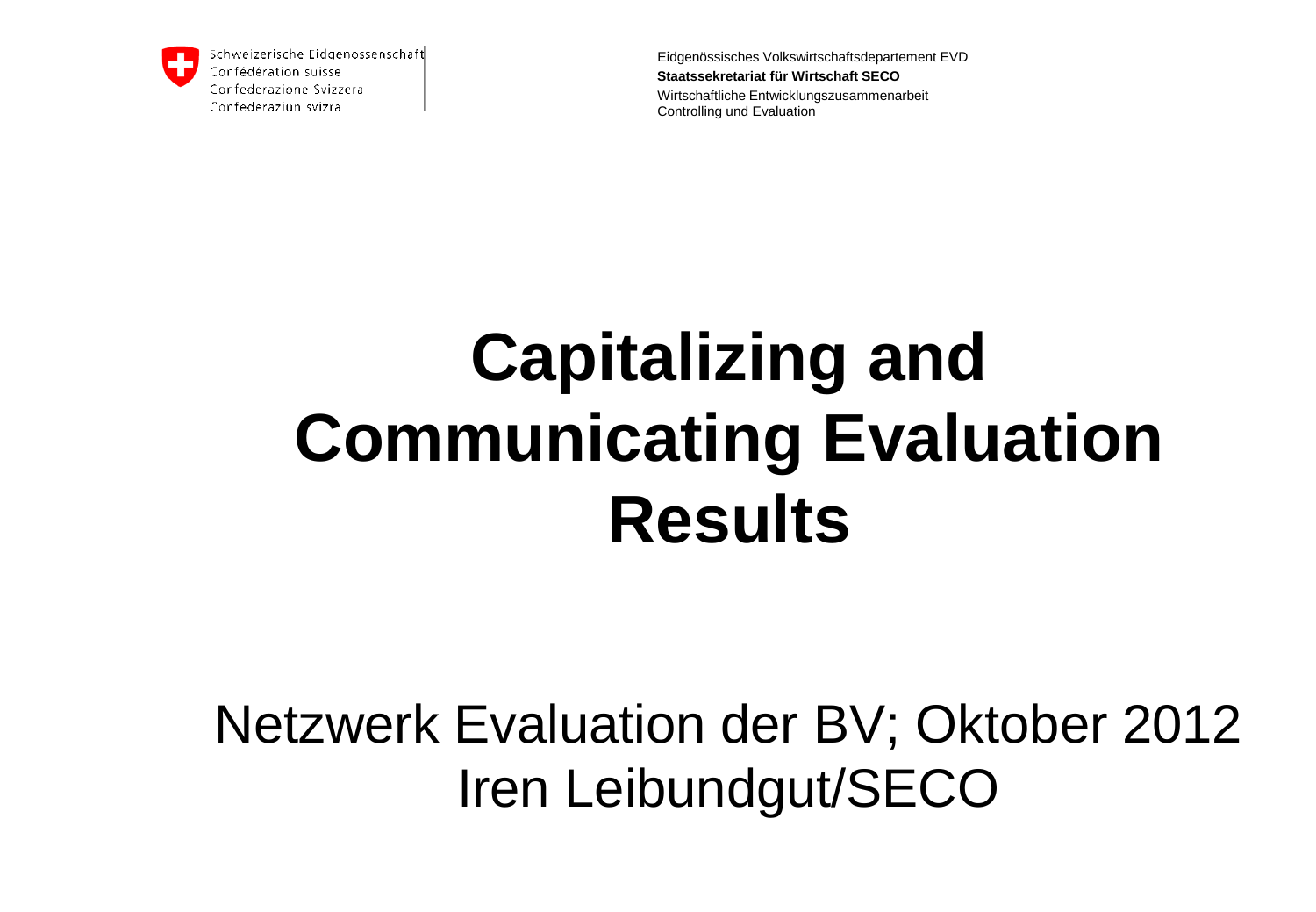Schweizerische Eidgenossenschaft
Confédération suisse
Confederazione Svizzera
Confederaziun svizra

Eidgenössisches Volkswirtschaftsdepartement EVD
**Staatssekretariat für Wirtschaft SECO**
Wirtschaftliche Entwicklungszusammenarbeit
Controlling und Evaluation

# Capitalizing and Communicating Evaluation Results

Netzwerk Evaluation der BV; Oktober 2012
Iren Leibundgut/SECO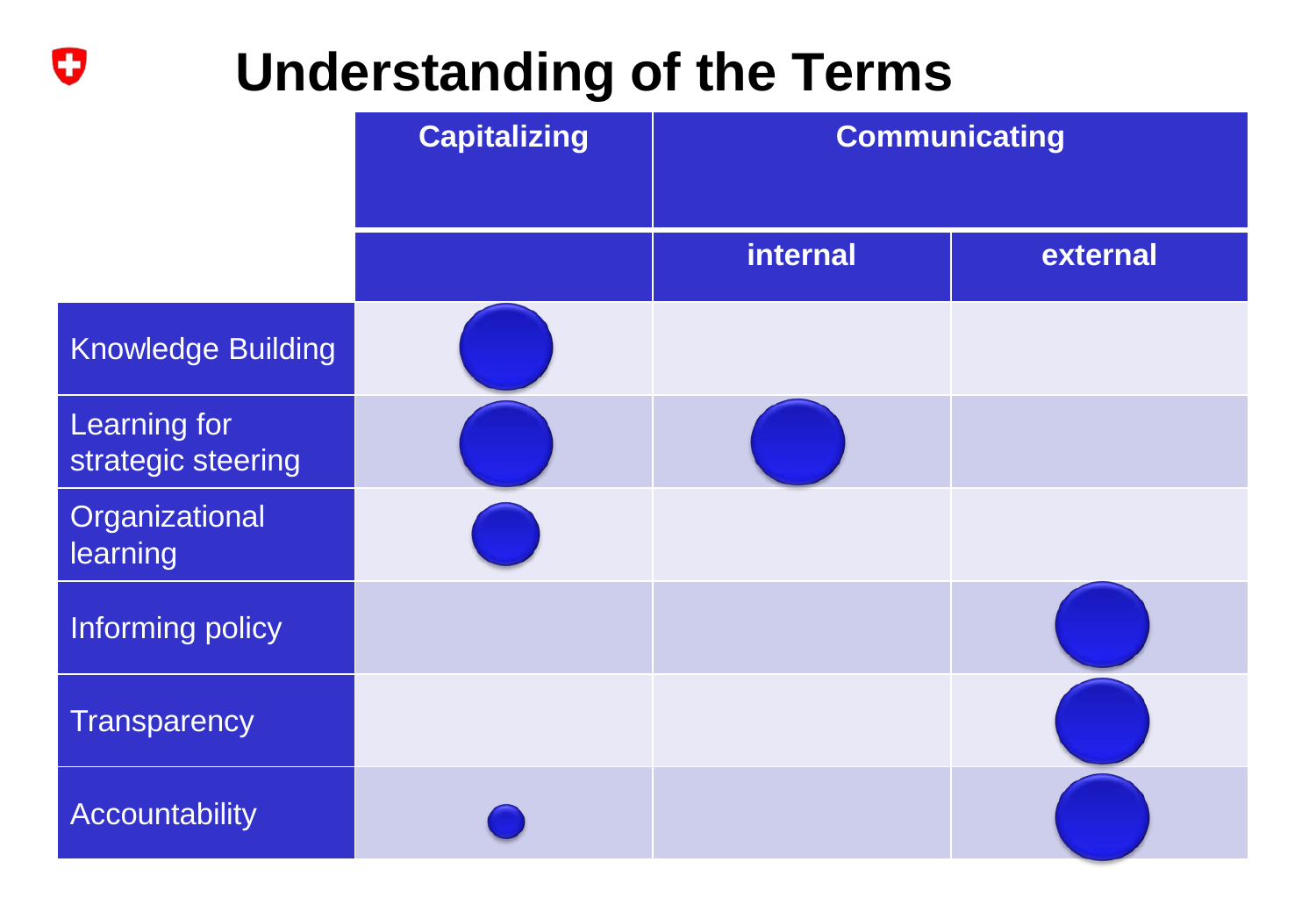# Understanding of the Terms

| | Capitalizing | Communicating | |
|---|---|---|---|
| | | internal | external |
| Knowledge Building | ● | | |
| Learning for strategic steering | ● | ● | |
| Organizational learning | ● | | |
| Informing policy | | | ● |
| Transparency | | | ● |
| Accountability | ● | | ● |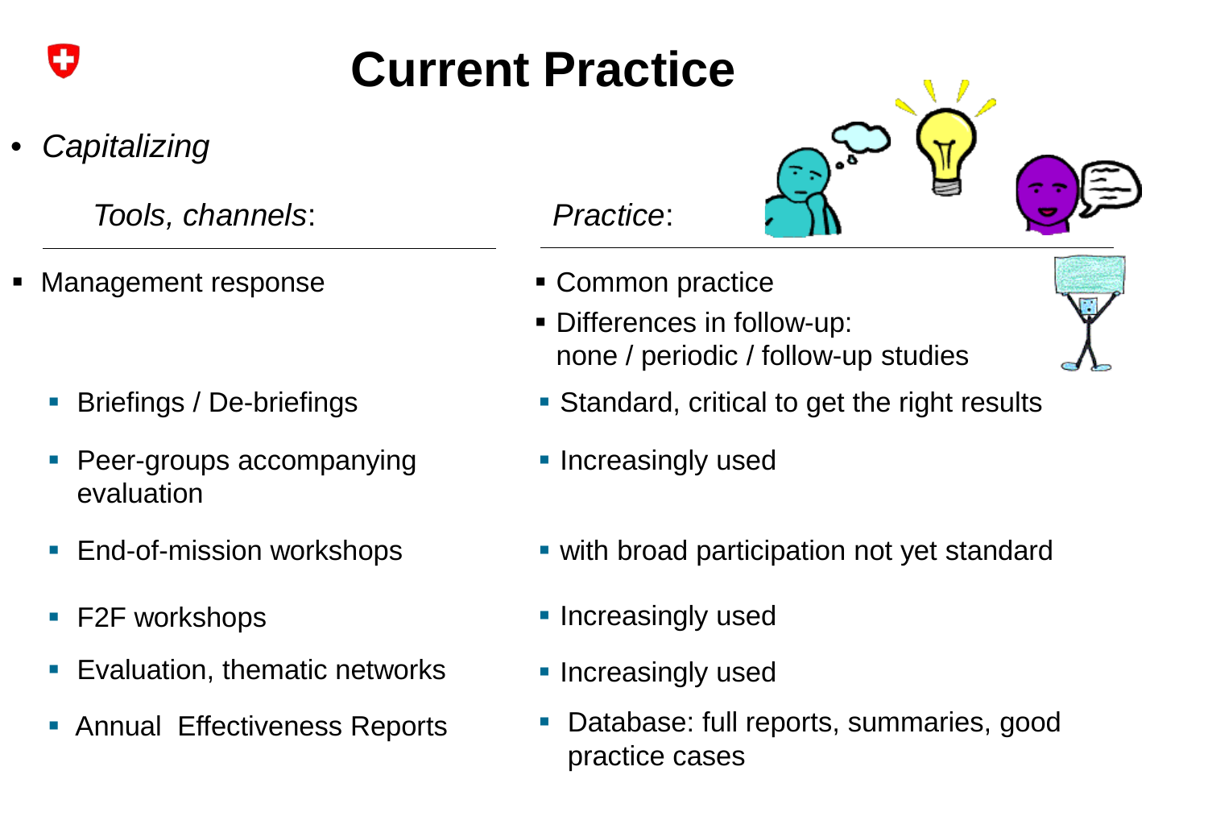# Current Practice

- *Capitalizing*

| *Tools, channels*: | *Practice*: |
| --- | --- |
| Management response | Common practice<br>Differences in follow-up: none / periodic / follow-up studies |
| Briefings / De-briefings | Standard, critical to get the right results |
| Peer-groups accompanying evaluation | Increasingly used |
| End-of-mission workshops | with broad participation not yet standard |
| F2F workshops | Increasingly used |
| Evaluation, thematic networks | Increasingly used |
| Annual Effectiveness Reports | Database: full reports, summaries, good practice cases |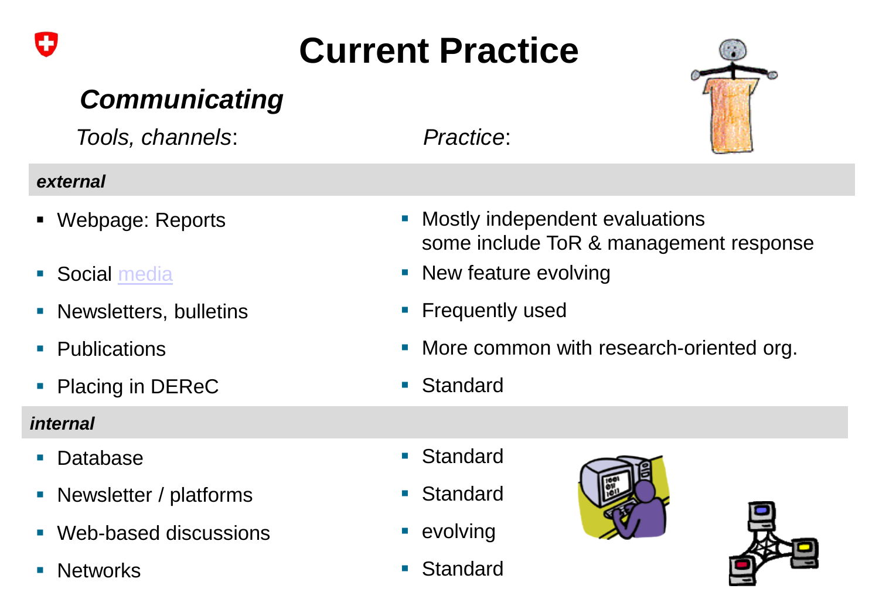# Current Practice

## *Communicating*

| *Tools, channels*: | *Practice*: |
|---|---|
| ***external*** | |
| Webpage: Reports | Mostly independent evaluations some include ToR & management response |
| Social media | New feature evolving |
| Newsletters, bulletins | Frequently used |
| Publications | More common with research-oriented org. |
| Placing in DEReC | Standard |
| ***internal*** | |
| Database | Standard |
| Newsletter / platforms | Standard |
| Web-based discussions | evolving |
| Networks | Standard |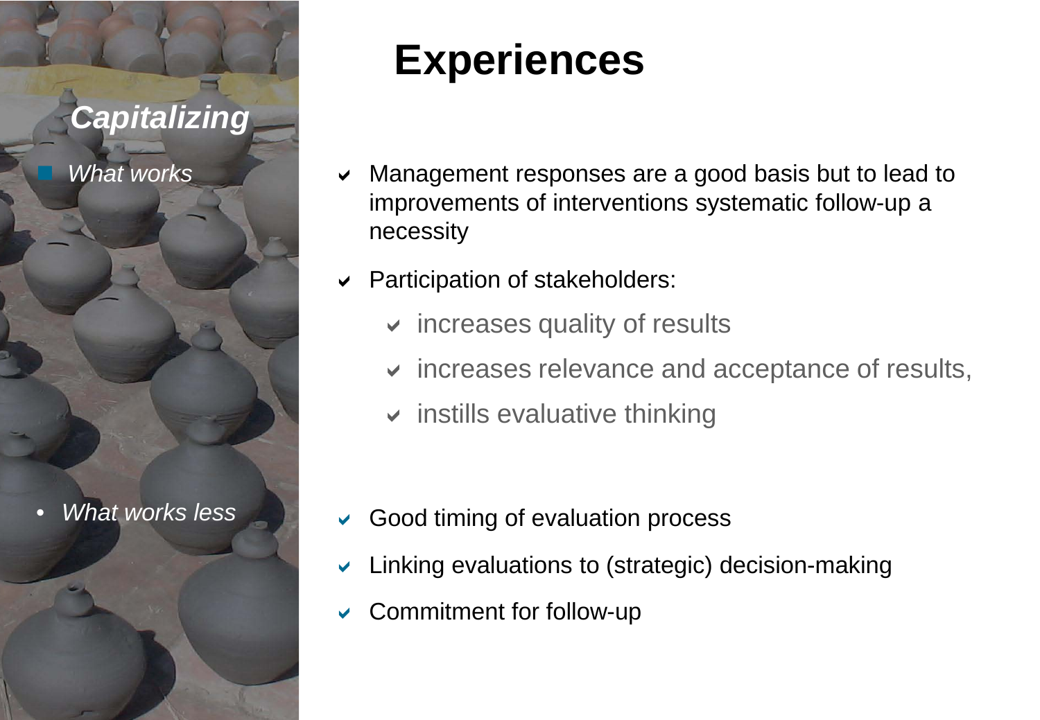# Experiences

***Capitalizing***

- *What works*

- Management responses are a good basis but to lead to improvements of interventions systematic follow-up a necessity
- Participation of stakeholders:
  - increases quality of results
  - increases relevance and acceptance of results,
  - instills evaluative thinking

- *What works less*

- Good timing of evaluation process
- Linking evaluations to (strategic) decision-making
- Commitment for follow-up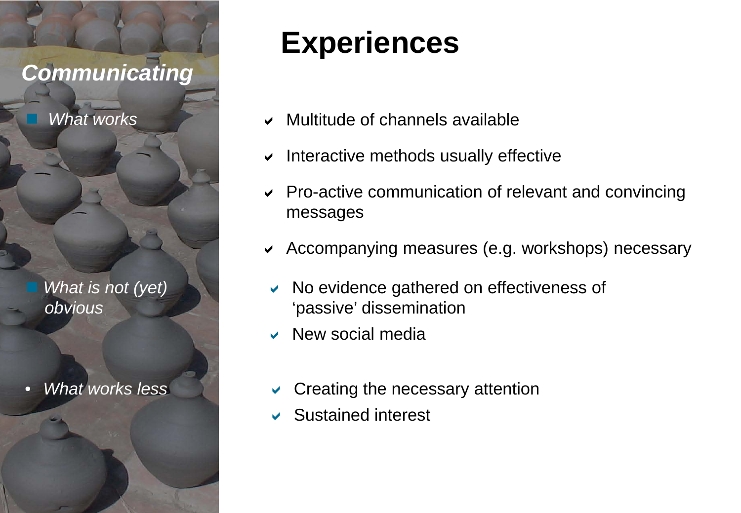# Experiences

## *Communicating*

- *What works*
  - Multitude of channels available
  - Interactive methods usually effective
  - Pro-active communication of relevant and convincing messages
  - Accompanying measures (e.g. workshops) necessary
- *What is not (yet) obvious*
  - No evidence gathered on effectiveness of 'passive' dissemination
  - New social media
- *What works less*
  - Creating the necessary attention
  - Sustained interest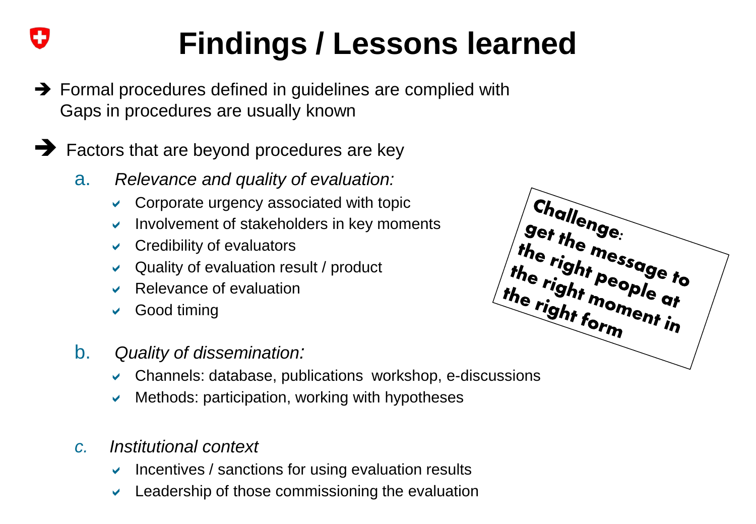# Findings / Lessons learned

➔ Formal procedures defined in guidelines are complied with
Gaps in procedures are usually known

➔ Factors that are beyond procedures are key

a. *Relevance and quality of evaluation:*
   - Corporate urgency associated with topic
   - Involvement of stakeholders in key moments
   - Credibility of evaluators
   - Quality of evaluation result / product
   - Relevance of evaluation
   - Good timing

b. *Quality of dissemination:*
   - Channels: database, publications workshop, e-discussions
   - Methods: participation, working with hypotheses

c. *Institutional context*
   - Incentives / sanctions for using evaluation results
   - Leadership of those commissioning the evaluation

**Challenge: get the message to the right people at the right moment in the right form**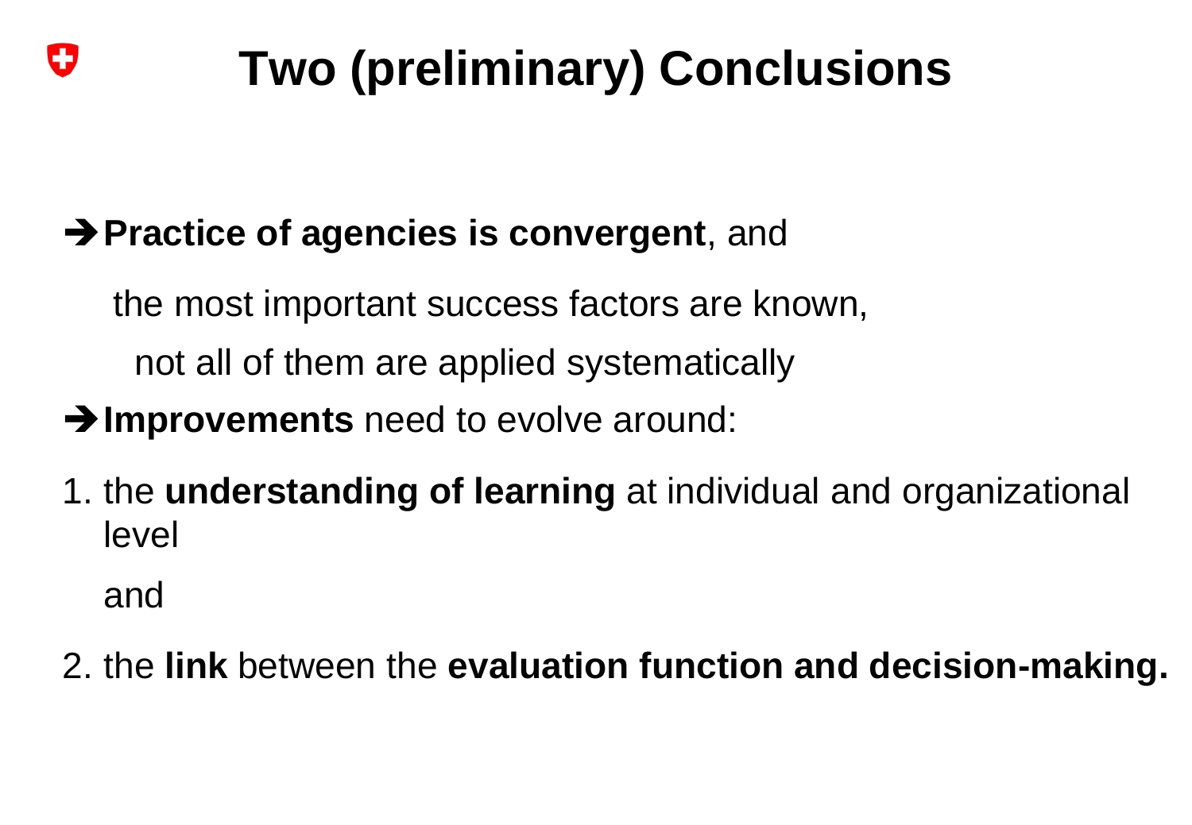# Two (preliminary) Conclusions

➔ **Practice of agencies is convergent**, and

the most important success factors are known,

not all of them are applied systematically

➔ **Improvements** need to evolve around:

1. the **understanding of learning** at individual and organizational level

   and

2. the **link** between the **evaluation function and decision-making.**